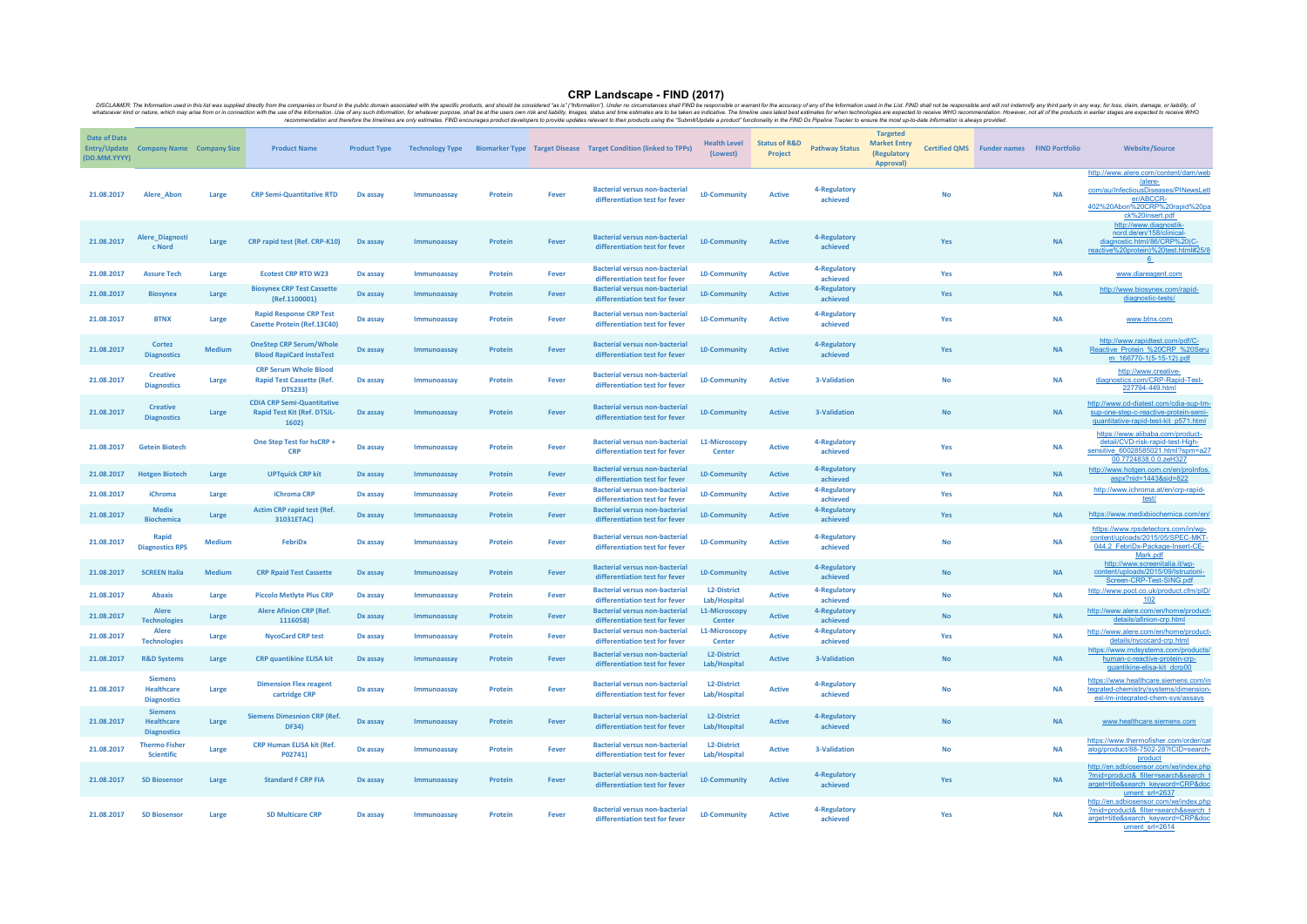# CRP Landscape - FIND (2017)

*DISCLAIMER: The Information used in this list was supplied directly from the companies or found in the public domain associated with the specific products, and should be considered "as is" ("Information"). Under no circumstances shall FIND be responsible or warrant for the accuracy of any of the Information used in the List. FIND shall not be responsible and will not indemnify any third party in any way, for loss, claim, damage, or liability, of whatsoever kind or nature, which may arise from or in connection with the use of the Information. Use of any such Information, for whatever purpose, shall be at the users own risk and liability. Images, status and time estimates are to be taken as indicative. The timeline uses latest best estimates for when technologies are expected to receive WHO recommendation. However, not all of the products in earlier stages are expected to receive WHO recommendation and therefore the timelines are only estimates. FIND encourages product developers to provide updates relevant to their products using the "Submit/Update a product" functionality in the FIND Dx Pipeline Tracker to ensure the most up-to-date information is always provided.*

| Date of Data Entry/Update (DD.MM.YYYY) | Company Name | Company Size | Product Name | Product Type | Technology Type | Biomarker Type | Target Disease | Target Condition (linked to TPPs) | Health Level (Lowest) | Status of R&D Project | Pathway Status | Targeted Market Entry (Regulatory Approval) | Certified QMS | Funder names | FIND Portfolio | Website/Source |
|---|---|---|---|---|---|---|---|---|---|---|---|---|---|---|---|---|
| 21.08.2017 | Alere_Abon | Large | CRP Semi-Quantitative RTD | Dx assay | Immunoassay | Protein | Fever | Bacterial versus non-bacterial differentiation test for fever | L0-Community | Active | 4-Regulatory achieved | | No | | NA | http://www.alere.com/content/dam/web/alere-com/au/InfectiousDiseases/PINewsLetter/ABCCR-402%20Abon%20CRP%20rapid%20pack%20insert.pdf |
| 21.08.2017 | Alere_Diagnostic Nord | Large | CRP rapid test (Ref. CRP-K10) | Dx assay | Immunoassay | Protein | Fever | Bacterial versus non-bacterial differentiation test for fever | L0-Community | Active | 4-Regulatory achieved | | Yes | | NA | http://www.diagnostik-nord.de/en/158/clinical-diagnostic.html/86/CRP%20(C-reactive%20protein)%20test.html#25/86 |
| 21.08.2017 | Assure Tech | Large | Ecotest CRP RTD W23 | Dx assay | Immunoassay | Protein | Fever | Bacterial versus non-bacterial differentiation test for fever | L0-Community | Active | 4-Regulatory achieved | | Yes | | NA | www.diareagent.com |
| 21.08.2017 | Biosynex | Large | Biosynex CRP Test Cassette (Ref.1100001) | Dx assay | Immunoassay | Protein | Fever | Bacterial versus non-bacterial differentiation test for fever | L0-Community | Active | 4-Regulatory achieved | | Yes | | NA | http://www.biosynex.com/rapid-diagnostic-tests/ |
| 21.08.2017 | BTNX | Large | Rapid Response CRP Test Casette Protein (Ref.13C40) | Dx assay | Immunoassay | Protein | Fever | Bacterial versus non-bacterial differentiation test for fever | L0-Community | Active | 4-Regulatory achieved | | Yes | | NA | www.btnx.com |
| 21.08.2017 | Cortez Diagnostics | Medium | OneStep CRP Serum/Whole Blood RapiCard InstaTest | Dx assay | Immunoassay | Protein | Fever | Bacterial versus non-bacterial differentiation test for fever | L0-Community | Active | 4-Regulatory achieved | | Yes | | NA | http://www.rapidtest.com/pdf/C-Reactive_Protein_%20CRP_%20Serum_166770-1(5-15-12).pdf |
| 21.08.2017 | Creative Diagnostics | Large | CRP Serum Whole Blood Rapid Test Cassette (Ref. DTS233) | Dx assay | Immunoassay | Protein | Fever | Bacterial versus non-bacterial differentiation test for fever | L0-Community | Active | 3-Validation | | No | | NA | http://www.creative-diagnostics.com/CRP-Rapid-Test-227794-449.html |
| 21.08.2017 | Creative Diagnostics | Large | CDIA CRP Semi-Quantitative Rapid Test Kit (Ref. DTSJL-1602) | Dx assay | Immunoassay | Protein | Fever | Bacterial versus non-bacterial differentiation test for fever | L0-Community | Active | 3-Validation | | No | | NA | http://www.cd-diatest.com/cdia-sup-tm-sup-one-step-c-reactive-protein-semi-quantitative-rapid-test-kit_p571.html |
| 21.08.2017 | Getein Biotech | | One Step Test for hsCRP + CRP | Dx assay | Immunoassay | Protein | Fever | Bacterial versus non-bacterial differentiation test for fever | L1-Microscopy Center | Active | 4-Regulatory achieved | | Yes | | NA | https://www.alibaba.com/product-detail/CVD-risk-rapid-test-High-sensitive_60028585021.html?spm=a2700.7724838.0.0.zeH327 |
| 21.08.2017 | Hotgen Biotech | Large | UPTquick CRP kit | Dx assay | Immunoassay | Protein | Fever | Bacterial versus non-bacterial differentiation test for fever | L0-Community | Active | 4-Regulatory achieved | | Yes | | NA | http://www.hotgen.com.cn/en/proInfos.aspx?nid=1443&sid=822 |
| 21.08.2017 | iChroma | Large | iChroma CRP | Dx assay | Immunoassay | Protein | Fever | Bacterial versus non-bacterial differentiation test for fever | L0-Community | Active | 4-Regulatory achieved | | Yes | | NA | http://www.ichroma.at/en/crp-rapid-test/ |
| 21.08.2017 | Medix Biochemica | Large | Actim CRP rapid test (Ref. 31031ETAC) | Dx assay | Immunoassay | Protein | Fever | Bacterial versus non-bacterial differentiation test for fever | L0-Community | Active | 4-Regulatory achieved | | Yes | | NA | https://www.medixbiochemica.com/en/ |
| 21.08.2017 | Rapid Diagnostics RPS | Medium | FebriDx | Dx assay | Immunoassay | Protein | Fever | Bacterial versus non-bacterial differentiation test for fever | L0-Community | Active | 4-Regulatory achieved | | No | | NA | https://www.rpsdetectors.com/in/wp-content/uploads/2015/05/SPEC-MKT-044.2_FebriDx-Package-Insert-CE-Mark.pdf |
| 21.08.2017 | SCREEN Italia | Medium | CRP Rpaid Test Cassette | Dx assay | Immunoassay | Protein | Fever | Bacterial versus non-bacterial differentiation test for fever | L0-Community | Active | 4-Regulatory achieved | | No | | NA | http://www.screenitalia.it/wp-content/uploads/2015/09/Istruzioni-Screen-CRP-Test-SING.pdf |
| 21.08.2017 | Abaxis | Large | Piccolo Metlyte Plus CRP | Dx assay | Immunoassay | Protein | Fever | Bacterial versus non-bacterial differentiation test for fever | L2-District Lab/Hospital | Active | 4-Regulatory achieved | | No | | NA | http://www.poct.co.uk/product.cfm/pID/102 |
| 21.08.2017 | Alere Technologies | Large | Alere Afinion CRP (Ref. 1116058) | Dx assay | Immunoassay | Protein | Fever | Bacterial versus non-bacterial differentiation test for fever | L1-Microscopy Center | Active | 4-Regulatory achieved | | No | | NA | http://www.alere.com/en/home/product-details/afinion-crp.html |
| 21.08.2017 | Alere Technologies | Large | NycoCard CRP test | Dx assay | Immunoassay | Protein | Fever | Bacterial versus non-bacterial differentiation test for fever | L1-Microscopy Center | Active | 4-Regulatory achieved | | Yes | | NA | http://www.alere.com/en/home/product-details/nycocard-crp.html |
| 21.08.2017 | R&D Systems | Large | CRP quantikine ELISA kit | Dx assay | Immunoassay | Protein | Fever | Bacterial versus non-bacterial differentiation test for fever | L2-District Lab/Hospital | Active | 3-Validation | | No | | NA | https://www.rndsystems.com/products/human-c-reactive-protein-crp-quantikine-elisa-kit_dcrp00 |
| 21.08.2017 | Siemens Healthcare Diagnostics | Large | Dimension Flex reagent cartridge CRP | Dx assay | Immunoassay | Protein | Fever | Bacterial versus non-bacterial differentiation test for fever | L2-District Lab/Hospital | Active | 4-Regulatory achieved | | No | | NA | https://www.healthcare.siemens.com/integrated-chemistry/systems/dimension-exl-lm-integrated-chem-sys/assays |
| 21.08.2017 | Siemens Healthcare Diagnostics | Large | Siemens Dimesnion CRP (Ref. DF34) | Dx assay | Immunoassay | Protein | Fever | Bacterial versus non-bacterial differentiation test for fever | L2-District Lab/Hospital | Active | 4-Regulatory achieved | | No | | NA | www.healthcare.siemens.com |
| 21.08.2017 | Thermo Fisher Scientific | Large | CRP Human ELISA kit (Ref. P02741) | Dx assay | Immunoassay | Protein | Fever | Bacterial versus non-bacterial differentiation test for fever | L2-District Lab/Hospital | Active | 3-Validation | | No | | NA | https://www.thermofisher.com/order/catalog/product/88-7502-28?ICID=search-product |
| 21.08.2017 | SD Biosensor | Large | Standard F CRP FIA | Dx assay | Immunoassay | Protein | Fever | Bacterial versus non-bacterial differentiation test for fever | L0-Community | Active | 4-Regulatory achieved | | Yes | | NA | http://en.sdbiosensor.com/xe/index.php?mid=product&_filter=search&search_target=title&search_keyword=CRP&document_srl=2637 |
| 21.08.2017 | SD Biosensor | Large | SD Multicare CRP | Dx assay | Immunoassay | Protein | Fever | Bacterial versus non-bacterial differentiation test for fever | L0-Community | Active | 4-Regulatory achieved | | Yes | | NA | http://en.sdbiosensor.com/xe/index.php?mid=product&_filter=search&search_target=title&search_keyword=CRP&document_srl=2614 |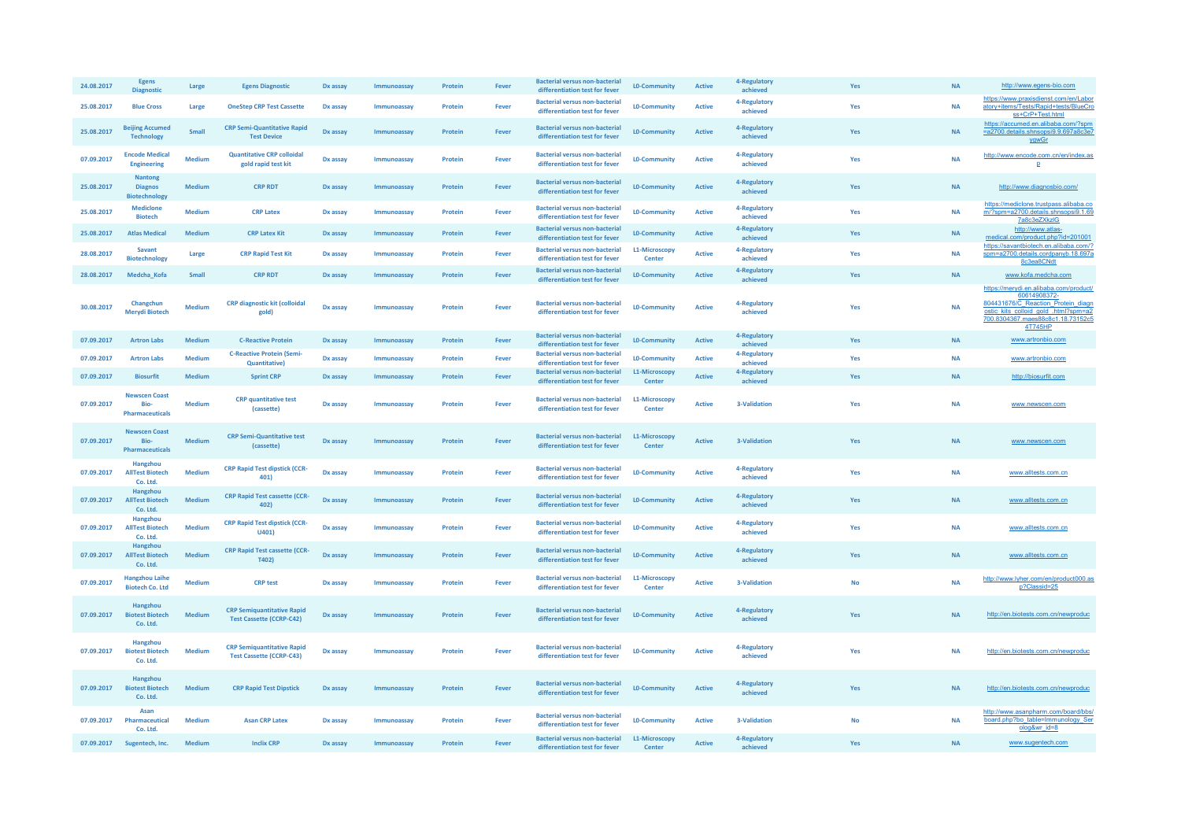| | | | | | | | | | | | | | | |
|---|---|---|---|---|---|---|---|---|---|---|---|---|---|---|
| 24.08.2017 | Egens Diagnostic | Large | Egens Diagnostic | Dx assay | Immunoassay | Protein | Fever | Bacterial versus non-bacterial differentiation test for fever | L0-Community | Active | 4-Regulatory achieved | Yes | NA | http://www.egens-bio.com |
| 25.08.2017 | Blue Cross | Large | OneStep CRP Test Cassette | Dx assay | Immunoassay | Protein | Fever | Bacterial versus non-bacterial differentiation test for fever | L0-Community | Active | 4-Regulatory achieved | Yes | NA | https://www.praxisdienst.com/en/Laboratory+items/Tests/Rapid+tests/BlueCross+CrP+Test.html |
| 25.08.2017 | Beijing Accumed Technology | Small | CRP Semi-Quantitative Rapid Test Device | Dx assay | Immunoassay | Protein | Fever | Bacterial versus non-bacterial differentiation test for fever | L0-Community | Active | 4-Regulatory achieved | Yes | NA | https://accumed.en.alibaba.com/?spm=a2700.details.shnsops9.9.697a8c3e7yqwGr |
| 07.09.2017 | Encode Medical Engineering | Medium | Quantitative CRP colloidal gold rapid test kit | Dx assay | Immunoassay | Protein | Fever | Bacterial versus non-bacterial differentiation test for fever | L0-Community | Active | 4-Regulatory achieved | Yes | NA | http://www.encode.com.cn/en/index.asp |
| 25.08.2017 | Nantong Diagnos Biotechnology | Medium | CRP RDT | Dx assay | Immunoassay | Protein | Fever | Bacterial versus non-bacterial differentiation test for fever | L0-Community | Active | 4-Regulatory achieved | Yes | NA | http://www.diagnosbio.com/ |
| 25.08.2017 | Mediclone Biotech | Medium | CRP Latex | Dx assay | Immunoassay | Protein | Fever | Bacterial versus non-bacterial differentiation test for fever | L0-Community | Active | 4-Regulatory achieved | Yes | NA | https://mediclone.trustpass.alibaba.com/?spm=a2700.details.shnsops9.1.697a8c3eZXkzlG |
| 25.08.2017 | Atlas Medical | Medium | CRP Latex Kit | Dx assay | Immunoassay | Protein | Fever | Bacterial versus non-bacterial differentiation test for fever | L0-Community | Active | 4-Regulatory achieved | Yes | NA | http://www.atlas-medical.com/product.php?id=201001 |
| 28.08.2017 | Savant Biotechnology | Large | CRP Rapid Test Kit | Dx assay | Immunoassay | Protein | Fever | Bacterial versus non-bacterial differentiation test for fever | L1-Microscopy Center | Active | 4-Regulatory achieved | Yes | NA | https://savantbiotech.en.alibaba.com/?spm=a2700.details.cordpanyb.18.697a8c3ea8CNdt |
| 28.08.2017 | Medcha_Kofa | Small | CRP RDT | Dx assay | Immunoassay | Protein | Fever | Bacterial versus non-bacterial differentiation test for fever | L0-Community | Active | 4-Regulatory achieved | Yes | NA | www.kofa.medcha.com |
| 30.08.2017 | Changchun Merydi Biotech | Medium | CRP diagnostic kit (colloidal gold) | Dx assay | Immunoassay | Protein | Fever | Bacterial versus non-bacterial differentiation test for fever | L0-Community | Active | 4-Regulatory achieved | Yes | NA | https://merydi.en.alibaba.com/product/60614908372-804431676/C_Reaction_Protein_diagnostic_kits_colloid_gold_.html?spm=a2700.8304367.maes88c8c1.18.73152c54T745HP |
| 07.09.2017 | Artron Labs | Medium | C-Reactive Protein | Dx assay | Immunoassay | Protein | Fever | Bacterial versus non-bacterial differentiation test for fever | L0-Community | Active | 4-Regulatory achieved | Yes | NA | www.artronbio.com |
| 07.09.2017 | Artron Labs | Medium | C-Reactive Protein (Semi-Quantitative) | Dx assay | Immunoassay | Protein | Fever | Bacterial versus non-bacterial differentiation test for fever | L0-Community | Active | 4-Regulatory achieved | Yes | NA | www.artronbio.com |
| 07.09.2017 | Biosurfit | Medium | Sprint CRP | Dx assay | Immunoassay | Protein | Fever | Bacterial versus non-bacterial differentiation test for fever | L1-Microscopy Center | Active | 4-Regulatory achieved | Yes | NA | http://biosurfit.com |
| 07.09.2017 | Newscen Coast Bio-Pharmaceuticals | Medium | CRP quantitative test (cassette) | Dx assay | Immunoassay | Protein | Fever | Bacterial versus non-bacterial differentiation test for fever | L1-Microscopy Center | Active | 3-Validation | Yes | NA | www.newscen.com |
| 07.09.2017 | Newscen Coast Bio-Pharmaceuticals | Medium | CRP Semi-Quantitative test (cassette) | Dx assay | Immunoassay | Protein | Fever | Bacterial versus non-bacterial differentiation test for fever | L1-Microscopy Center | Active | 3-Validation | Yes | NA | www.newscen.com |
| 07.09.2017 | Hangzhou AllTest Biotech Co. Ltd. | Medium | CRP Rapid Test dipstick (CCR-401) | Dx assay | Immunoassay | Protein | Fever | Bacterial versus non-bacterial differentiation test for fever | L0-Community | Active | 4-Regulatory achieved | Yes | NA | www.alltests.com.cn |
| 07.09.2017 | Hangzhou AllTest Biotech Co. Ltd. | Medium | CRP Rapid Test cassette (CCR-402) | Dx assay | Immunoassay | Protein | Fever | Bacterial versus non-bacterial differentiation test for fever | L0-Community | Active | 4-Regulatory achieved | Yes | NA | www.alltests.com.cn |
| 07.09.2017 | Hangzhou AllTest Biotech Co. Ltd. | Medium | CRP Rapid Test dipstick (CCR-U401) | Dx assay | Immunoassay | Protein | Fever | Bacterial versus non-bacterial differentiation test for fever | L0-Community | Active | 4-Regulatory achieved | Yes | NA | www.alltests.com.cn |
| 07.09.2017 | Hangzhou AllTest Biotech Co. Ltd. | Medium | CRP Rapid Test cassette (CCR-T402) | Dx assay | Immunoassay | Protein | Fever | Bacterial versus non-bacterial differentiation test for fever | L0-Community | Active | 4-Regulatory achieved | Yes | NA | www.alltests.com.cn |
| 07.09.2017 | Hangzhou Laihe Biotech Co. Ltd | Medium | CRP test | Dx assay | Immunoassay | Protein | Fever | Bacterial versus non-bacterial differentiation test for fever | L1-Microscopy Center | Active | 3-Validation | No | NA | http://www.lyher.com/en/product000.asp?Classid=25 |
| 07.09.2017 | Hangzhou Biotest Biotech Co. Ltd. | Medium | CRP Semiquantitative Rapid Test Cassette (CCRP-C42) | Dx assay | Immunoassay | Protein | Fever | Bacterial versus non-bacterial differentiation test for fever | L0-Community | Active | 4-Regulatory achieved | Yes | NA | http://en.biotests.com.cn/newproduc |
| 07.09.2017 | Hangzhou Biotest Biotech Co. Ltd. | Medium | CRP Semiquantitative Rapid Test Cassette (CCRP-C43) | Dx assay | Immunoassay | Protein | Fever | Bacterial versus non-bacterial differentiation test for fever | L0-Community | Active | 4-Regulatory achieved | Yes | NA | http://en.biotests.com.cn/newproduc |
| 07.09.2017 | Hangzhou Biotest Biotech Co. Ltd. | Medium | CRP Rapid Test Dipstick | Dx assay | Immunoassay | Protein | Fever | Bacterial versus non-bacterial differentiation test for fever | L0-Community | Active | 4-Regulatory achieved | Yes | NA | http://en.biotests.com.cn/newproduc |
| 07.09.2017 | Asan Pharmaceutical Co. Ltd. | Medium | Asan CRP Latex | Dx assay | Immunoassay | Protein | Fever | Bacterial versus non-bacterial differentiation test for fever | L0-Community | Active | 3-Validation | No | NA | http://www.asanpharm.com/board/bbs/board.php?bo_table=Immunology_Serolog&wr_id=8 |
| 07.09.2017 | Sugentech, Inc. | Medium | Inclix CRP | Dx assay | Immunoassay | Protein | Fever | Bacterial versus non-bacterial differentiation test for fever | L1-Microscopy Center | Active | 4-Regulatory achieved | Yes | NA | www.sugentech.com |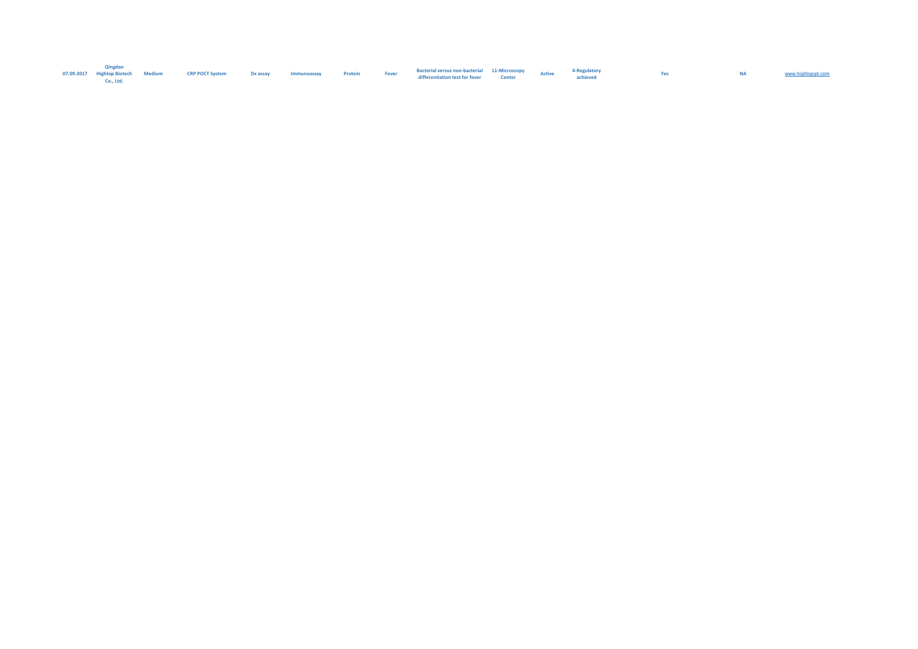| | | | | | | | | | | | | | | |
|---|---|---|---|---|---|---|---|---|---|---|---|---|---|---|
| 07.09.2017 | Qingdao Hightop Biotech Co., Ltd. | Medium | CRP POCT System | Dx assay | Immunoassay | Protein | Fever | Bacterial versus non-bacterial differentiation test for fever | L1-Microscopy Center | Active | 4-Regulatory achieved | Yes | NA | www.hightopqd.com |